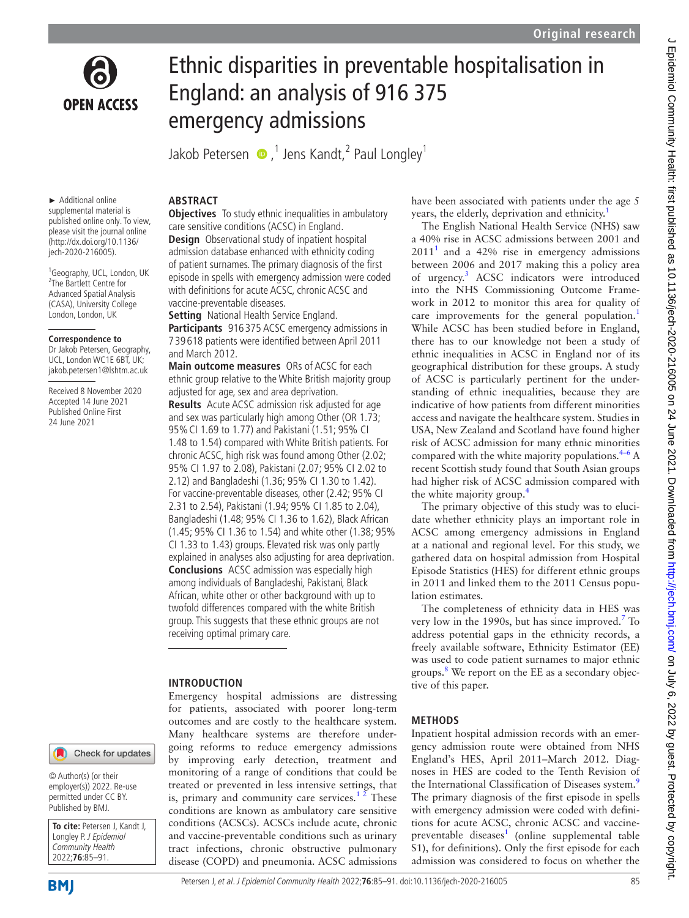# Ethnic disparities in preventable hospitalisation in England: an analysis of 916 375 emergency admissions

Jakob Petersen [1], Jens Kandt,[2] Paul Longley[1]

► Additional online supplemental material is published online only. To view, please visit the journal online (http://dx.doi.org/10.1136/jech-2020-216005).

[1]Geography, UCL, London, UK
[2]The Bartlett Centre for Advanced Spatial Analysis (CASA), University College London, London, UK

**Correspondence to**
Dr Jakob Petersen, Geography, UCL, London WC1E 6BT, UK; jakob.petersen1@lshtm.ac.uk

Received 8 November 2020
Accepted 14 June 2021
Published Online First 24 June 2021

© Author(s) (or their employer(s)) 2022. Re-use permitted under CC BY. Published by BMJ.

**To cite:** Petersen J, Kandt J, Longley P. *J Epidemiol Community Health* 2022;**76**:85–91.

## ABSTRACT

**Objectives** To study ethnic inequalities in ambulatory care sensitive conditions (ACSC) in England.

**Design** Observational study of inpatient hospital admission database enhanced with ethnicity coding of patient surnames. The primary diagnosis of the first episode in spells with emergency admission were coded with definitions for acute ACSC, chronic ACSC and vaccine-preventable diseases.

**Setting** National Health Service England.

**Participants** 916 375 ACSC emergency admissions in 739 618 patients were identified between April 2011 and March 2012.

**Main outcome measures** ORs of ACSC for each ethnic group relative to the White British majority group adjusted for age, sex and area deprivation.

**Results** Acute ACSC admission risk adjusted for age and sex was particularly high among Other (OR 1.73; 95% CI 1.69 to 1.77) and Pakistani (1.51; 95% CI 1.48 to 1.54) compared with White British patients. For chronic ACSC, high risk was found among Other (2.02; 95% CI 1.97 to 2.08), Pakistani (2.07; 95% CI 2.02 to 2.12) and Bangladeshi (1.36; 95% CI 1.30 to 1.42). For vaccine-preventable diseases, other (2.42; 95% CI 2.31 to 2.54), Pakistani (1.94; 95% CI 1.85 to 2.04), Bangladeshi (1.48; 95% CI 1.36 to 1.62), Black African (1.45; 95% CI 1.36 to 1.54) and white other (1.38; 95% CI 1.33 to 1.43) groups. Elevated risk was only partly explained in analyses also adjusting for area deprivation.

**Conclusions** ACSC admission was especially high among individuals of Bangladeshi, Pakistani, Black African, white other or other background with up to twofold differences compared with the white British group. This suggests that these ethnic groups are not receiving optimal primary care.

## INTRODUCTION

Emergency hospital admissions are distressing for patients, associated with poorer long-term outcomes and are costly to the healthcare system. Many healthcare systems are therefore undergoing reforms to reduce emergency admissions by improving early detection, treatment and monitoring of a range of conditions that could be treated or prevented in less intensive settings, that is, primary and community care services.[1,2] These conditions are known as ambulatory care sensitive conditions (ACSCs). ACSCs include acute, chronic and vaccine-preventable conditions such as urinary tract infections, chronic obstructive pulmonary disease (COPD) and pneumonia. ACSC admissions have been associated with patients under the age 5 years, the elderly, deprivation and ethnicity.[1]

The English National Health Service (NHS) saw a 40% rise in ACSC admissions between 2001 and 2011[1] and a 42% rise in emergency admissions between 2006 and 2017 making this a policy area of urgency.[3] ACSC indicators were introduced into the NHS Commissioning Outcome Framework in 2012 to monitor this area for quality of care improvements for the general population.[1] While ACSC has been studied before in England, there has to our knowledge not been a study of ethnic inequalities in ACSC in England nor of its geographical distribution for these groups. A study of ACSC is particularly pertinent for the understanding of ethnic inequalities, because they are indicative of how patients from different minorities access and navigate the healthcare system. Studies in USA, New Zealand and Scotland have found higher risk of ACSC admission for many ethnic minorities compared with the white majority populations.[4–6] A recent Scottish study found that South Asian groups had higher risk of ACSC admission compared with the white majority group.[4]

The primary objective of this study was to elucidate whether ethnicity plays an important role in ACSC among emergency admissions in England at a national and regional level. For this study, we gathered data on hospital admission from Hospital Episode Statistics (HES) for different ethnic groups in 2011 and linked them to the 2011 Census population estimates.

The completeness of ethnicity data in HES was very low in the 1990s, but has since improved.[7] To address potential gaps in the ethnicity records, a freely available software, Ethnicity Estimator (EE) was used to code patient surnames to major ethnic groups.[8] We report on the EE as a secondary objective of this paper.

## METHODS

Inpatient hospital admission records with an emergency admission route were obtained from NHS England's HES, April 2011–March 2012. Diagnoses in HES are coded to the Tenth Revision of the International Classification of Diseases system.[9] The primary diagnosis of the first episode in spells with emergency admission were coded with definitions for acute ACSC, chronic ACSC and vaccine-preventable diseases[1] (online supplemental table S1), for definitions). Only the first episode for each admission was considered to focus on whether the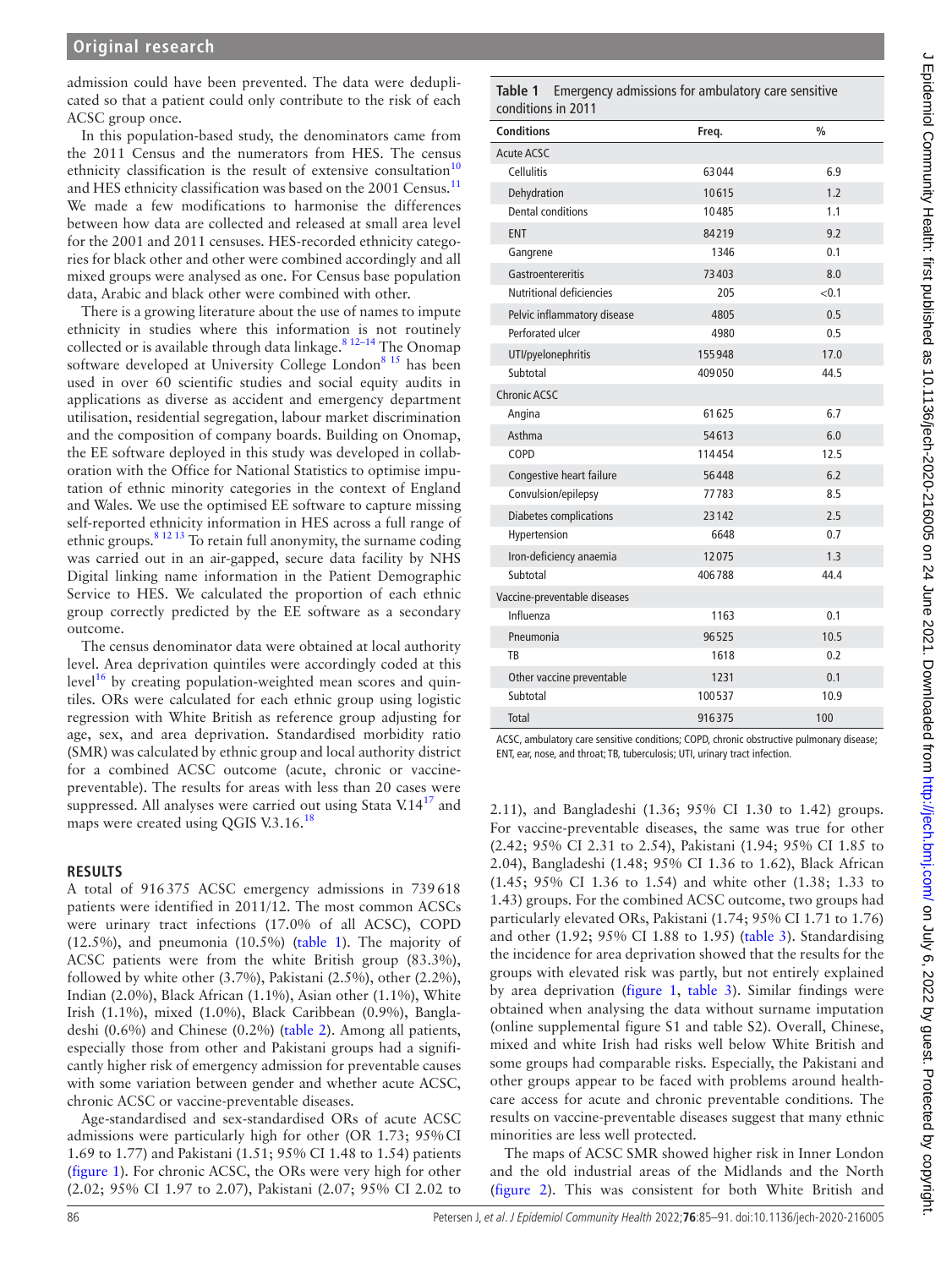admission could have been prevented. The data were deduplicated so that a patient could only contribute to the risk of each ACSC group once.

In this population-based study, the denominators came from the 2011 Census and the numerators from HES. The census ethnicity classification is the result of extensive consultation[10] and HES ethnicity classification was based on the 2001 Census.[11] We made a few modifications to harmonise the differences between how data are collected and released at small area level for the 2001 and 2011 censuses. HES-recorded ethnicity categories for black other and other were combined accordingly and all mixed groups were analysed as one. For Census base population data, Arabic and black other were combined with other.

There is a growing literature about the use of names to impute ethnicity in studies where this information is not routinely collected or is available through data linkage.[8 12–14] The Onomap software developed at University College London[8 15] has been used in over 60 scientific studies and social equity audits in applications as diverse as accident and emergency department utilisation, residential segregation, labour market discrimination and the composition of company boards. Building on Onomap, the EE software deployed in this study was developed in collaboration with the Office for National Statistics to optimise imputation of ethnic minority categories in the context of England and Wales. We use the optimised EE software to capture missing self-reported ethnicity information in HES across a full range of ethnic groups.[8 12 13] To retain full anonymity, the surname coding was carried out in an air-gapped, secure data facility by NHS Digital linking name information in the Patient Demographic Service to HES. We calculated the proportion of each ethnic group correctly predicted by the EE software as a secondary outcome.

The census denominator data were obtained at local authority level. Area deprivation quintiles were accordingly coded at this level[16] by creating population-weighted mean scores and quintiles. ORs were calculated for each ethnic group using logistic regression with White British as reference group adjusting for age, sex, and area deprivation. Standardised morbidity ratio (SMR) was calculated by ethnic group and local authority district for a combined ACSC outcome (acute, chronic or vaccine-preventable). The results for areas with less than 20 cases were suppressed. All analyses were carried out using Stata V.14[17] and maps were created using QGIS V.3.16.[18]

## RESULTS

A total of 916 375 ACSC emergency admissions in 739 618 patients were identified in 2011/12. The most common ACSCs were urinary tract infections (17.0% of all ACSC), COPD (12.5%), and pneumonia (10.5%) (table 1). The majority of ACSC patients were from the white British group (83.3%), followed by white other (3.7%), Pakistani (2.5%), other (2.2%), Indian (2.0%), Black African (1.1%), Asian other (1.1%), White Irish (1.1%), mixed (1.0%), Black Caribbean (0.9%), Bangladeshi (0.6%) and Chinese (0.2%) (table 2). Among all patients, especially those from other and Pakistani groups had a significantly higher risk of emergency admission for preventable causes with some variation between gender and whether acute ACSC, chronic ACSC or vaccine-preventable diseases.

Age-standardised and sex-standardised ORs of acute ACSC admissions were particularly high for other (OR 1.73; 95% CI 1.69 to 1.77) and Pakistani (1.51; 95% CI 1.48 to 1.54) patients (figure 1). For chronic ACSC, the ORs were very high for other (2.02; 95% CI 1.97 to 2.07), Pakistani (2.07; 95% CI 2.02 to 2.11), and Bangladeshi (1.36; 95% CI 1.30 to 1.42) groups. For vaccine-preventable diseases, the same was true for other (2.42; 95% CI 2.31 to 2.54), Pakistani (1.94; 95% CI 1.85 to 2.04), Bangladeshi (1.48; 95% CI 1.36 to 1.62), Black African (1.45; 95% CI 1.36 to 1.54) and white other (1.38; 1.33 to 1.43) groups. For the combined ACSC outcome, two groups had particularly elevated ORs, Pakistani (1.74; 95% CI 1.71 to 1.76) and other (1.92; 95% CI 1.88 to 1.95) (table 3). Standardising the incidence for area deprivation showed that the results for the groups with elevated risk was partly, but not entirely explained by area deprivation (figure 1, table 3). Similar findings were obtained when analysing the data without surname imputation (online supplemental figure S1 and table S2). Overall, Chinese, mixed and white Irish had risks well below White British and some groups had comparable risks. Especially, the Pakistani and other groups appear to be faced with problems around healthcare access for acute and chronic preventable conditions. The results on vaccine-preventable diseases suggest that many ethnic minorities are less well protected.

The maps of ACSC SMR showed higher risk in Inner London and the old industrial areas of the Midlands and the North (figure 2). This was consistent for both White British and

**Table 1** Emergency admissions for ambulatory care sensitive conditions in 2011

| Conditions | Freq. | % |
|---|---|---|
| Acute ACSC | | |
| Cellulitis | 63 044 | 6.9 |
| Dehydration | 10 615 | 1.2 |
| Dental conditions | 10 485 | 1.1 |
| ENT | 84 219 | 9.2 |
| Gangrene | 1346 | 0.1 |
| Gastroentereritis | 73 403 | 8.0 |
| Nutritional deficiencies | 205 | <0.1 |
| Pelvic inflammatory disease | 4805 | 0.5 |
| Perforated ulcer | 4980 | 0.5 |
| UTI/pyelonephritis | 155 948 | 17.0 |
| Subtotal | 409 050 | 44.5 |
| Chronic ACSC | | |
| Angina | 61 625 | 6.7 |
| Asthma | 54 613 | 6.0 |
| COPD | 114 454 | 12.5 |
| Congestive heart failure | 56 448 | 6.2 |
| Convulsion/epilepsy | 77 783 | 8.5 |
| Diabetes complications | 23 142 | 2.5 |
| Hypertension | 6648 | 0.7 |
| Iron-deficiency anaemia | 12 075 | 1.3 |
| Subtotal | 406 788 | 44.4 |
| Vaccine-preventable diseases | | |
| Influenza | 1163 | 0.1 |
| Pneumonia | 96 525 | 10.5 |
| TB | 1618 | 0.2 |
| Other vaccine preventable | 1231 | 0.1 |
| Subtotal | 100 537 | 10.9 |
| Total | 916 375 | 100 |

ACSC, ambulatory care sensitive conditions; COPD, chronic obstructive pulmonary disease; ENT, ear, nose, and throat; TB, tuberculosis; UTI, urinary tract infection.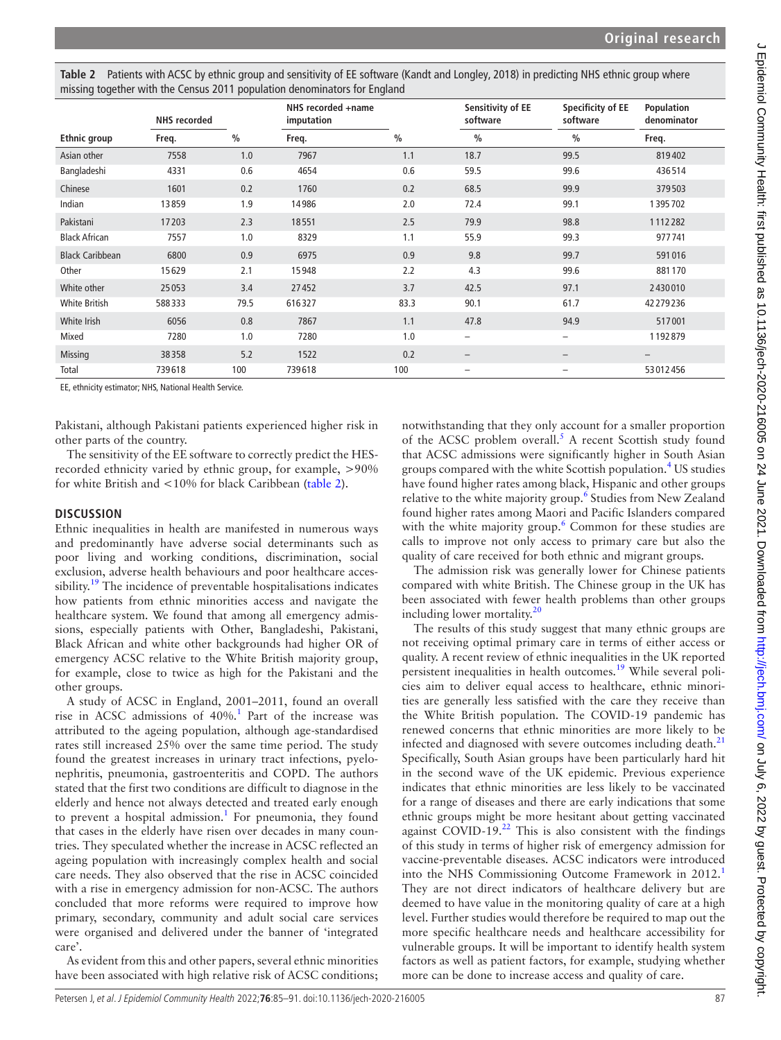**Table 2** Patients with ACSC by ethnic group and sensitivity of EE software (Kandt and Longley, 2018) in predicting NHS ethnic group where missing together with the Census 2011 population denominators for England

| | NHS recorded | | NHS recorded +name imputation | | Sensitivity of EE software | Specificity of EE software | Population denominator |
|---|---|---|---|---|---|---|---|
| **Ethnic group** | **Freq.** | **%** | **Freq.** | **%** | **%** | **%** | **Freq.** |
| Asian other | 7558 | 1.0 | 7967 | 1.1 | 18.7 | 99.5 | 819402 |
| Bangladeshi | 4331 | 0.6 | 4654 | 0.6 | 59.5 | 99.6 | 436514 |
| Chinese | 1601 | 0.2 | 1760 | 0.2 | 68.5 | 99.9 | 379503 |
| Indian | 13859 | 1.9 | 14986 | 2.0 | 72.4 | 99.1 | 1395702 |
| Pakistani | 17203 | 2.3 | 18551 | 2.5 | 79.9 | 98.8 | 1112282 |
| Black African | 7557 | 1.0 | 8329 | 1.1 | 55.9 | 99.3 | 977741 |
| Black Caribbean | 6800 | 0.9 | 6975 | 0.9 | 9.8 | 99.7 | 591016 |
| Other | 15629 | 2.1 | 15948 | 2.2 | 4.3 | 99.6 | 881170 |
| White other | 25053 | 3.4 | 27452 | 3.7 | 42.5 | 97.1 | 2430010 |
| White British | 588333 | 79.5 | 616327 | 83.3 | 90.1 | 61.7 | 42279236 |
| White Irish | 6056 | 0.8 | 7867 | 1.1 | 47.8 | 94.9 | 517001 |
| Mixed | 7280 | 1.0 | 7280 | 1.0 | – | – | 1192879 |
| Missing | 38358 | 5.2 | 1522 | 0.2 | – | – | – |
| Total | 739618 | 100 | 739618 | 100 | – | – | 53012456 |

EE, ethnicity estimator; NHS, National Health Service.

Pakistani, although Pakistani patients experienced higher risk in other parts of the country.

The sensitivity of the EE software to correctly predict the HES-recorded ethnicity varied by ethnic group, for example, >90% for white British and <10% for black Caribbean (table 2).

## DISCUSSION

Ethnic inequalities in health are manifested in numerous ways and predominantly have adverse social determinants such as poor living and working conditions, discrimination, social exclusion, adverse health behaviours and poor healthcare accessibility.[19] The incidence of preventable hospitalisations indicates how patients from ethnic minorities access and navigate the healthcare system. We found that among all emergency admissions, especially patients with Other, Bangladeshi, Pakistani, Black African and white other backgrounds had higher OR of emergency ACSC relative to the White British majority group, for example, close to twice as high for the Pakistani and the other groups.

A study of ACSC in England, 2001–2011, found an overall rise in ACSC admissions of 40%.[1] Part of the increase was attributed to the ageing population, although age-standardised rates still increased 25% over the same time period. The study found the greatest increases in urinary tract infections, pyelonephritis, pneumonia, gastroenteritis and COPD. The authors stated that the first two conditions are difficult to diagnose in the elderly and hence not always detected and treated early enough to prevent a hospital admission.[1] For pneumonia, they found that cases in the elderly have risen over decades in many countries. They speculated whether the increase in ACSC reflected an ageing population with increasingly complex health and social care needs. They also observed that the rise in ACSC coincided with a rise in emergency admission for non-ACSC. The authors concluded that more reforms were required to improve how primary, secondary, community and adult social care services were organised and delivered under the banner of 'integrated care'.

As evident from this and other papers, several ethnic minorities have been associated with high relative risk of ACSC conditions; notwithstanding that they only account for a smaller proportion of the ACSC problem overall.[5] A recent Scottish study found that ACSC admissions were significantly higher in South Asian groups compared with the white Scottish population.[4] US studies have found higher rates among black, Hispanic and other groups relative to the white majority group.[6] Studies from New Zealand found higher rates among Maori and Pacific Islanders compared with the white majority group.[6] Common for these studies are calls to improve not only access to primary care but also the quality of care received for both ethnic and migrant groups.

The admission risk was generally lower for Chinese patients compared with white British. The Chinese group in the UK has been associated with fewer health problems than other groups including lower mortality.[20]

The results of this study suggest that many ethnic groups are not receiving optimal primary care in terms of either access or quality. A recent review of ethnic inequalities in the UK reported persistent inequalities in health outcomes.[19] While several policies aim to deliver equal access to healthcare, ethnic minorities are generally less satisfied with the care they receive than the White British population. The COVID-19 pandemic has renewed concerns that ethnic minorities are more likely to be infected and diagnosed with severe outcomes including death.[21] Specifically, South Asian groups have been particularly hard hit in the second wave of the UK epidemic. Previous experience indicates that ethnic minorities are less likely to be vaccinated for a range of diseases and there are early indications that some ethnic groups might be more hesitant about getting vaccinated against COVID-19.[22] This is also consistent with the findings of this study in terms of higher risk of emergency admission for vaccine-preventable diseases. ACSC indicators were introduced into the NHS Commissioning Outcome Framework in 2012.[1] They are not direct indicators of healthcare delivery but are deemed to have value in the monitoring quality of care at a high level. Further studies would therefore be required to map out the more specific healthcare needs and healthcare accessibility for vulnerable groups. It will be important to identify health system factors as well as patient factors, for example, studying whether more can be done to increase access and quality of care.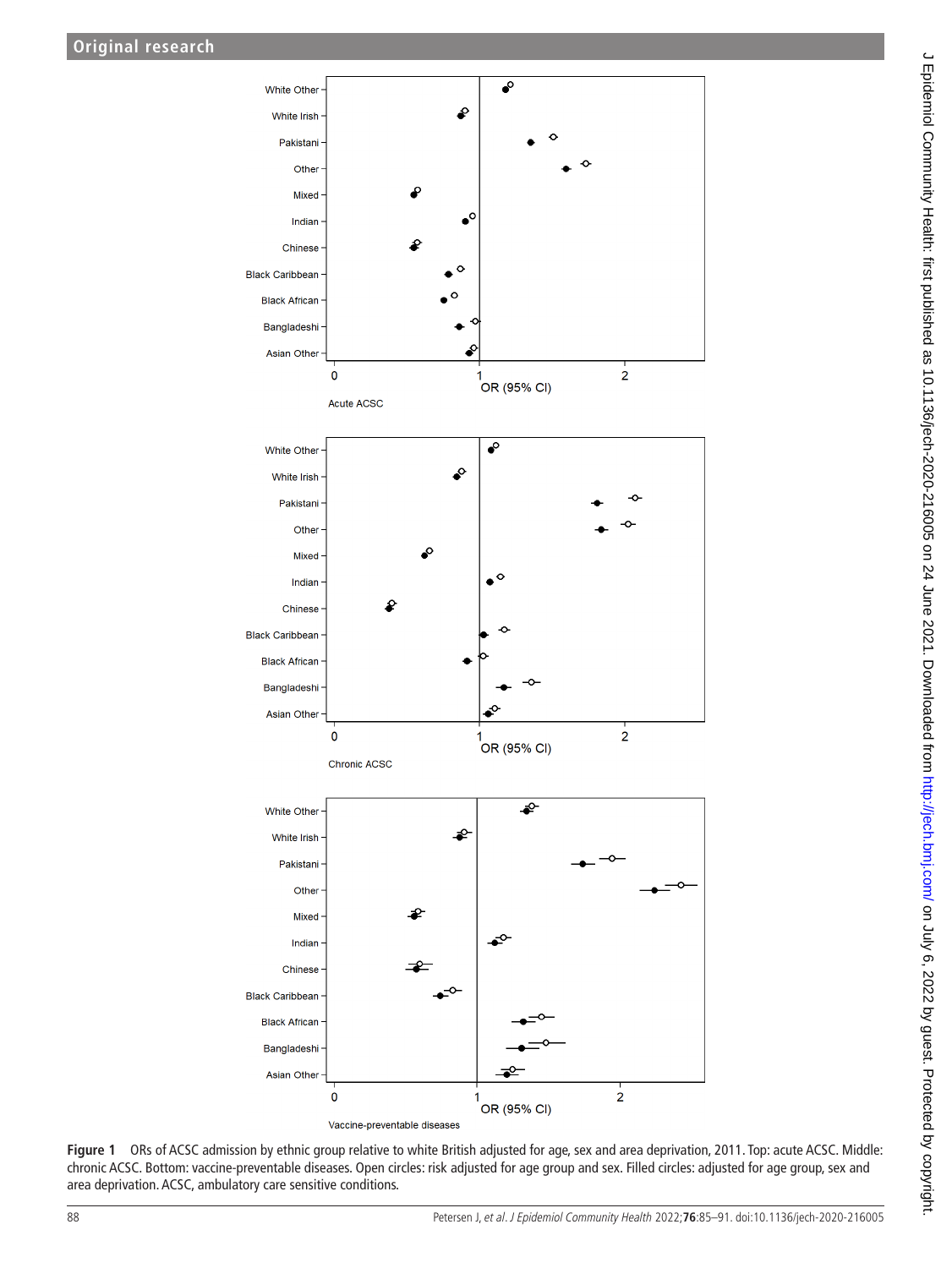**Figure 1** ORs of ACSC admission by ethnic group relative to white British adjusted for age, sex and area deprivation, 2011. Top: acute ACSC. Middle: chronic ACSC. Bottom: vaccine-preventable diseases. Open circles: risk adjusted for age group and sex. Filled circles: adjusted for age group, sex and area deprivation. ACSC, ambulatory care sensitive conditions.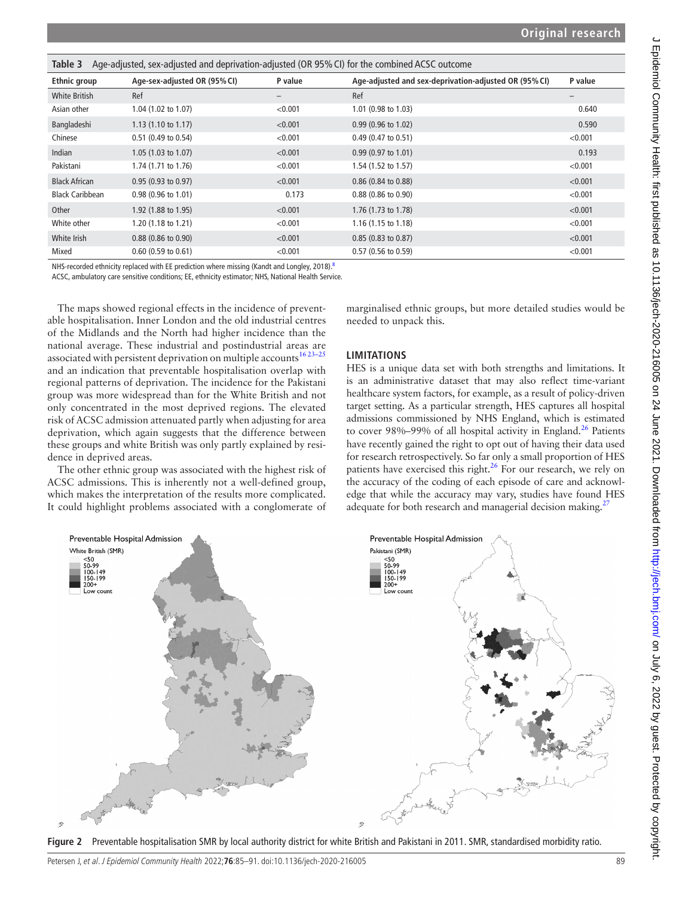**Table 3** Age-adjusted, sex-adjusted and deprivation-adjusted (OR 95% CI) for the combined ACSC outcome

| Ethnic group | Age-sex-adjusted OR (95% CI) | P value | Age-adjusted and sex-deprivation-adjusted OR (95% CI) | P value |
|---|---|---|---|---|
| White British | Ref | – | Ref | – |
| Asian other | 1.04 (1.02 to 1.07) | <0.001 | 1.01 (0.98 to 1.03) | 0.640 |
| Bangladeshi | 1.13 (1.10 to 1.17) | <0.001 | 0.99 (0.96 to 1.02) | 0.590 |
| Chinese | 0.51 (0.49 to 0.54) | <0.001 | 0.49 (0.47 to 0.51) | <0.001 |
| Indian | 1.05 (1.03 to 1.07) | <0.001 | 0.99 (0.97 to 1.01) | 0.193 |
| Pakistani | 1.74 (1.71 to 1.76) | <0.001 | 1.54 (1.52 to 1.57) | <0.001 |
| Black African | 0.95 (0.93 to 0.97) | <0.001 | 0.86 (0.84 to 0.88) | <0.001 |
| Black Caribbean | 0.98 (0.96 to 1.01) | 0.173 | 0.88 (0.86 to 0.90) | <0.001 |
| Other | 1.92 (1.88 to 1.95) | <0.001 | 1.76 (1.73 to 1.78) | <0.001 |
| White other | 1.20 (1.18 to 1.21) | <0.001 | 1.16 (1.15 to 1.18) | <0.001 |
| White Irish | 0.88 (0.86 to 0.90) | <0.001 | 0.85 (0.83 to 0.87) | <0.001 |
| Mixed | 0.60 (0.59 to 0.61) | <0.001 | 0.57 (0.56 to 0.59) | <0.001 |

NHS-recorded ethnicity replaced with EE prediction where missing (Kandt and Longley, 2018).[8]

ACSC, ambulatory care sensitive conditions; EE, ethnicity estimator; NHS, National Health Service.

The maps showed regional effects in the incidence of preventable hospitalisation. Inner London and the old industrial centres of the Midlands and the North had higher incidence than the national average. These industrial and postindustrial areas are associated with persistent deprivation on multiple accounts[16 23–25] and an indication that preventable hospitalisation overlap with regional patterns of deprivation. The incidence for the Pakistani group was more widespread than for the White British and not only concentrated in the most deprived regions. The elevated risk of ACSC admission attenuated partly when adjusting for area deprivation, which again suggests that the difference between these groups and white British was only partly explained by residence in deprived areas.

The other ethnic group was associated with the highest risk of ACSC admissions. This is inherently not a well-defined group, which makes the interpretation of the results more complicated. It could highlight problems associated with a conglomerate of marginalised ethnic groups, but more detailed studies would be needed to unpack this.

## LIMITATIONS

HES is a unique data set with both strengths and limitations. It is an administrative dataset that may also reflect time-variant healthcare system factors, for example, as a result of policy-driven target setting. As a particular strength, HES captures all hospital admissions commissioned by NHS England, which is estimated to cover 98%–99% of all hospital activity in England.[26] Patients have recently gained the right to opt out of having their data used for research retrospectively. So far only a small proportion of HES patients have exercised this right.[26] For our research, we rely on the accuracy of the coding of each episode of care and acknowledge that while the accuracy may vary, studies have found HES adequate for both research and managerial decision making.[27]

**Figure 2** Preventable hospitalisation SMR by local authority district for white British and Pakistani in 2011. SMR, standardised morbidity ratio.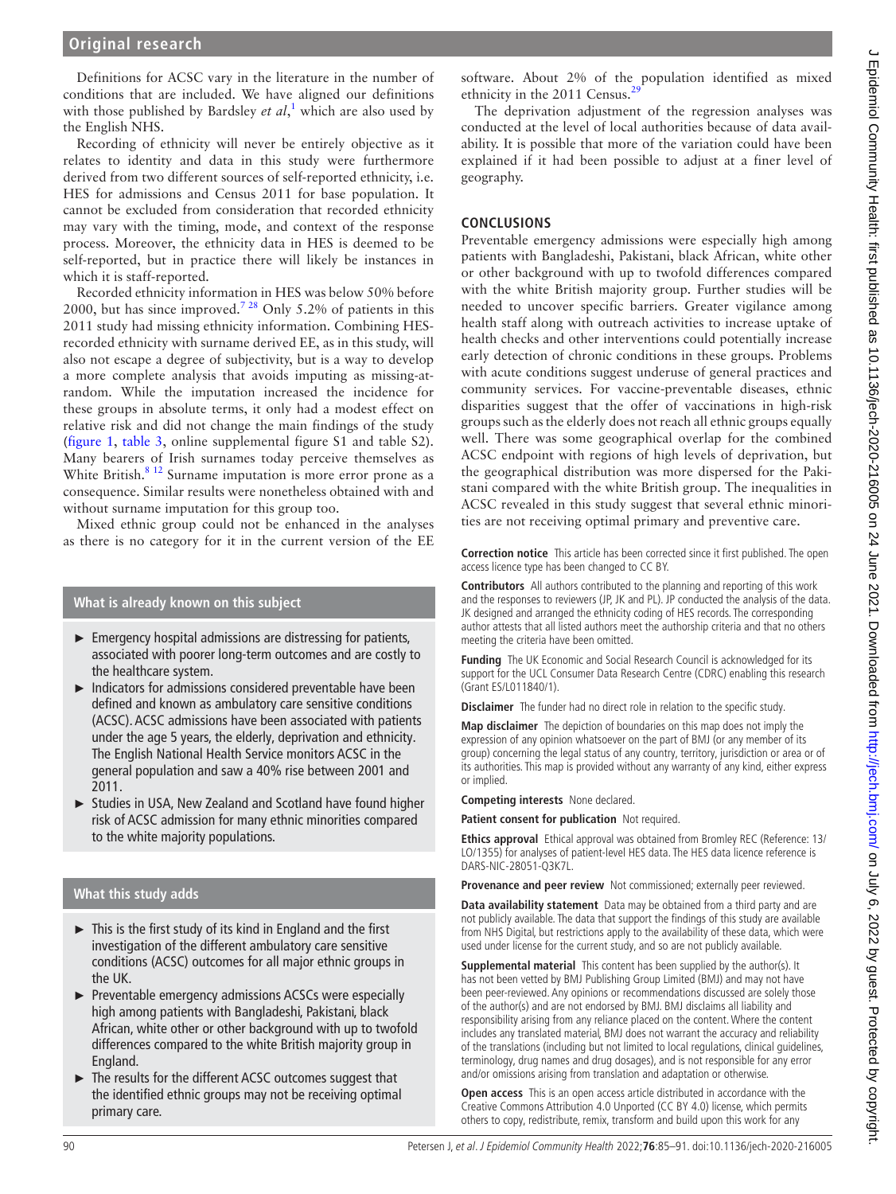Definitions for ACSC vary in the literature in the number of conditions that are included. We have aligned our definitions with those published by Bardsley *et al*,[1] which are also used by the English NHS.

Recording of ethnicity will never be entirely objective as it relates to identity and data in this study were furthermore derived from two different sources of self-reported ethnicity, i.e. HES for admissions and Census 2011 for base population. It cannot be excluded from consideration that recorded ethnicity may vary with the timing, mode, and context of the response process. Moreover, the ethnicity data in HES is deemed to be self-reported, but in practice there will likely be instances in which it is staff-reported.

Recorded ethnicity information in HES was below 50% before 2000, but has since improved.[7 28] Only 5.2% of patients in this 2011 study had missing ethnicity information. Combining HES-recorded ethnicity with surname derived EE, as in this study, will also not escape a degree of subjectivity, but is a way to develop a more complete analysis that avoids imputing as missing-at-random. While the imputation increased the incidence for these groups in absolute terms, it only had a modest effect on relative risk and did not change the main findings of the study (figure 1, table 3, online supplemental figure S1 and table S2). Many bearers of Irish surnames today perceive themselves as White British.[8 12] Surname imputation is more error prone as a consequence. Similar results were nonetheless obtained with and without surname imputation for this group too.

Mixed ethnic group could not be enhanced in the analyses as there is no category for it in the current version of the EE software. About 2% of the population identified as mixed ethnicity in the 2011 Census.[29]

The deprivation adjustment of the regression analyses was conducted at the level of local authorities because of data availability. It is possible that more of the variation could have been explained if it had been possible to adjust at a finer level of geography.

## CONCLUSIONS

Preventable emergency admissions were especially high among patients with Bangladeshi, Pakistani, black African, white other or other background with up to twofold differences compared with the white British majority group. Further studies will be needed to uncover specific barriers. Greater vigilance among health staff along with outreach activities to increase uptake of health checks and other interventions could potentially increase early detection of chronic conditions in these groups. Problems with acute conditions suggest underuse of general practices and community services. For vaccine-preventable diseases, ethnic disparities suggest that the offer of vaccinations in high-risk groups such as the elderly does not reach all ethnic groups equally well. There was some geographical overlap for the combined ACSC endpoint with regions of high levels of deprivation, but the geographical distribution was more dispersed for the Pakistani compared with the white British group. The inequalities in ACSC revealed in this study suggest that several ethnic minorities are not receiving optimal primary and preventive care.

### What is already known on this subject

- Emergency hospital admissions are distressing for patients, associated with poorer long-term outcomes and are costly to the healthcare system.
- Indicators for admissions considered preventable have been defined and known as ambulatory care sensitive conditions (ACSC). ACSC admissions have been associated with patients under the age 5 years, the elderly, deprivation and ethnicity. The English National Health Service monitors ACSC in the general population and saw a 40% rise between 2001 and 2011.
- Studies in USA, New Zealand and Scotland have found higher risk of ACSC admission for many ethnic minorities compared to the white majority populations.

### What this study adds

- This is the first study of its kind in England and the first investigation of the different ambulatory care sensitive conditions (ACSC) outcomes for all major ethnic groups in the UK.
- Preventable emergency admissions ACSCs were especially high among patients with Bangladeshi, Pakistani, black African, white other or other background with up to twofold differences compared to the white British majority group in England.
- The results for the different ACSC outcomes suggest that the identified ethnic groups may not be receiving optimal primary care.

**Correction notice** This article has been corrected since it first published. The open access licence type has been changed to CC BY.

**Contributors** All authors contributed to the planning and reporting of this work and the responses to reviewers (JP, JK and PL). JP conducted the analysis of the data. JK designed and arranged the ethnicity coding of HES records. The corresponding author attests that all listed authors meet the authorship criteria and that no others meeting the criteria have been omitted.

**Funding** The UK Economic and Social Research Council is acknowledged for its support for the UCL Consumer Data Research Centre (CDRC) enabling this research (Grant ES/L011840/1).

**Disclaimer** The funder had no direct role in relation to the specific study.

**Map disclaimer** The depiction of boundaries on this map does not imply the expression of any opinion whatsoever on the part of BMJ (or any member of its group) concerning the legal status of any country, territory, jurisdiction or area or of its authorities. This map is provided without any warranty of any kind, either express or implied.

**Competing interests** None declared.

**Patient consent for publication** Not required.

**Ethics approval** Ethical approval was obtained from Bromley REC (Reference: 13/LO/1355) for analyses of patient-level HES data. The HES data licence reference is DARS-NIC-28051-Q3K7L.

**Provenance and peer review** Not commissioned; externally peer reviewed.

**Data availability statement** Data may be obtained from a third party and are not publicly available. The data that support the findings of this study are available from NHS Digital, but restrictions apply to the availability of these data, which were used under license for the current study, and so are not publicly available.

**Supplemental material** This content has been supplied by the author(s). It has not been vetted by BMJ Publishing Group Limited (BMJ) and may not have been peer-reviewed. Any opinions or recommendations discussed are solely those of the author(s) and are not endorsed by BMJ. BMJ disclaims all liability and responsibility arising from any reliance placed on the content. Where the content includes any translated material, BMJ does not warrant the accuracy and reliability of the translations (including but not limited to local regulations, clinical guidelines, terminology, drug names and drug dosages), and is not responsible for any error and/or omissions arising from translation and adaptation or otherwise.

**Open access** This is an open access article distributed in accordance with the Creative Commons Attribution 4.0 Unported (CC BY 4.0) license, which permits others to copy, redistribute, remix, transform and build upon this work for any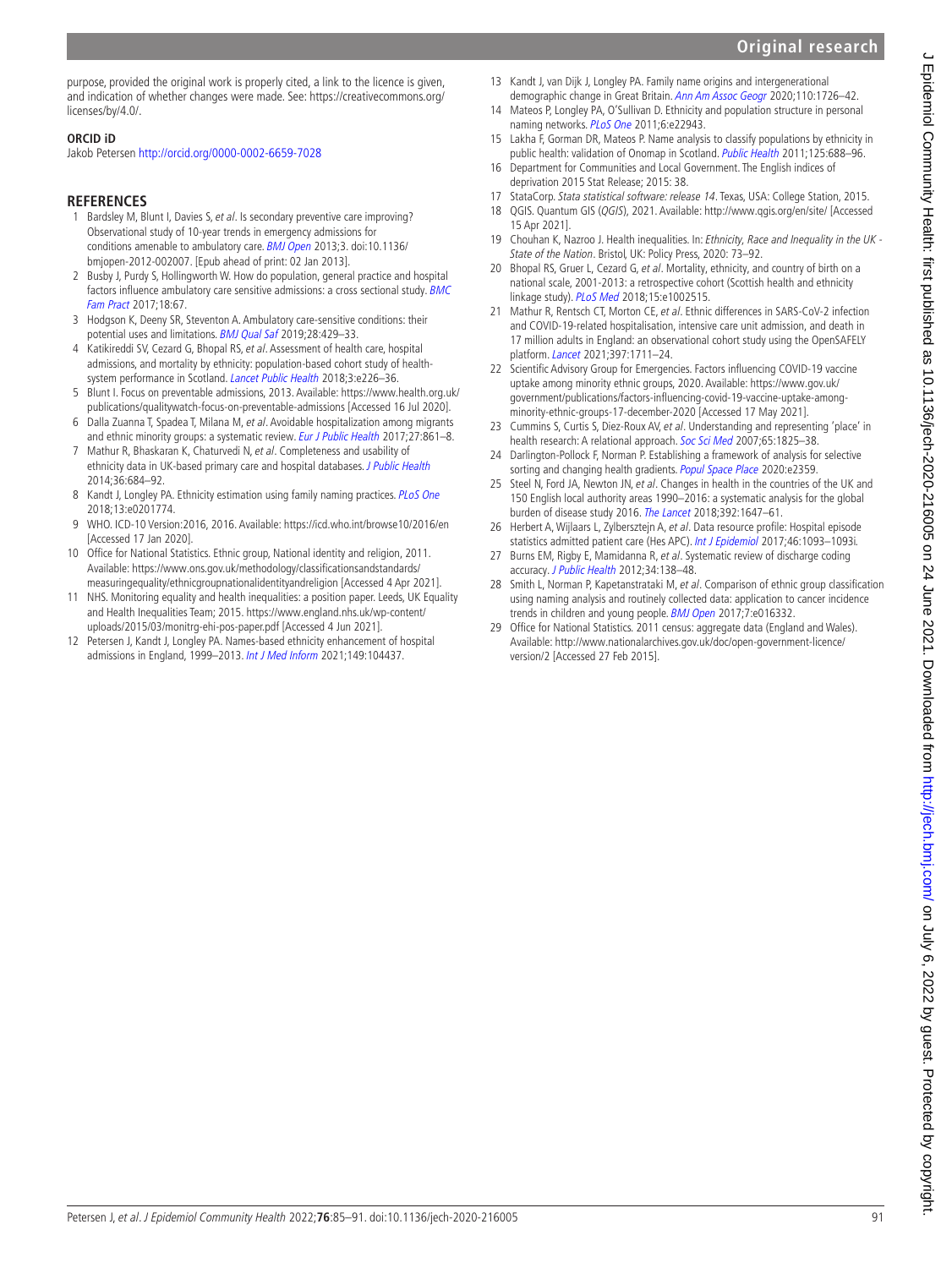purpose, provided the original work is properly cited, a link to the licence is given, and indication of whether changes were made. See: https://creativecommons.org/licenses/by/4.0/.

**ORCID iD**

Jakob Petersen http://orcid.org/0000-0002-6659-7028

## REFERENCES

1. Bardsley M, Blunt I, Davies S, *et al*. Is secondary preventive care improving? Observational study of 10-year trends in emergency admissions for conditions amenable to ambulatory care. *BMJ Open* 2013;3. doi:10.1136/bmjopen-2012-002007. [Epub ahead of print: 02 Jan 2013].
2. Busby J, Purdy S, Hollingworth W. How do population, general practice and hospital factors influence ambulatory care sensitive admissions: a cross sectional study. *BMC Fam Pract* 2017;18:67.
3. Hodgson K, Deeny SR, Steventon A. Ambulatory care-sensitive conditions: their potential uses and limitations. *BMJ Qual Saf* 2019;28:429–33.
4. Katikireddi SV, Cezard G, Bhopal RS, *et al*. Assessment of health care, hospital admissions, and mortality by ethnicity: population-based cohort study of health-system performance in Scotland. *Lancet Public Health* 2018;3:e226–36.
5. Blunt I. Focus on preventable admissions, 2013. Available: https://www.health.org.uk/publications/qualitywatch-focus-on-preventable-admissions [Accessed 16 Jul 2020].
6. Dalla Zuanna T, Spadea T, Milana M, *et al*. Avoidable hospitalization among migrants and ethnic minority groups: a systematic review. *Eur J Public Health* 2017;27:861–8.
7. Mathur R, Bhaskaran K, Chaturvedi N, *et al*. Completeness and usability of ethnicity data in UK-based primary care and hospital databases. *J Public Health* 2014;36:684–92.
8. Kandt J, Longley PA. Ethnicity estimation using family naming practices. *PLoS One* 2018;13:e0201774.
9. WHO. ICD-10 Version:2016, 2016. Available: https://icd.who.int/browse10/2016/en [Accessed 17 Jan 2020].
10. Office for National Statistics. Ethnic group, National identity and religion, 2011. Available: https://www.ons.gov.uk/methodology/classificationsandstandards/measuringequality/ethnicgroupnationalidentityandreligion [Accessed 4 Apr 2021].
11. NHS. Monitoring equality and health inequalities: a position paper. Leeds, UK Equality and Health Inequalities Team; 2015. https://www.england.nhs.uk/wp-content/uploads/2015/03/monitrg-ehi-pos-paper.pdf [Accessed 4 Jun 2021].
12. Petersen J, Kandt J, Longley PA. Names-based ethnicity enhancement of hospital admissions in England, 1999–2013. *Int J Med Inform* 2021;149:104437.
13. Kandt J, van Dijk J, Longley PA. Family name origins and intergenerational demographic change in Great Britain. *Ann Am Assoc Geogr* 2020;110:1726–42.
14. Mateos P, Longley PA, O'Sullivan D. Ethnicity and population structure in personal naming networks. *PLoS One* 2011;6:e22943.
15. Lakha F, Gorman DR, Mateos P. Name analysis to classify populations by ethnicity in public health: validation of Onomap in Scotland. *Public Health* 2011;125:688–96.
16. Department for Communities and Local Government. The English indices of deprivation 2015 Stat Release; 2015: 38.
17. StataCorp. *Stata statistical software: release 14*. Texas, USA: College Station, 2015.
18. QGIS. Quantum GIS (*QGIS*), 2021. Available: http://www.qgis.org/en/site/ [Accessed 15 Apr 2021].
19. Chouhan K, Nazroo J. Health inequalities. In: *Ethnicity, Race and Inequality in the UK - State of the Nation*. Bristol, UK: Policy Press, 2020: 73–92.
20. Bhopal RS, Gruer L, Cezard G, *et al*. Mortality, ethnicity, and country of birth on a national scale, 2001-2013: a retrospective cohort (Scottish health and ethnicity linkage study). *PLoS Med* 2018;15:e1002515.
21. Mathur R, Rentsch CT, Morton CE, *et al*. Ethnic differences in SARS-CoV-2 infection and COVID-19-related hospitalisation, intensive care unit admission, and death in 17 million adults in England: an observational cohort study using the OpenSAFELY platform. *Lancet* 2021;397:1711–24.
22. Scientific Advisory Group for Emergencies. Factors influencing COVID-19 vaccine uptake among minority ethnic groups, 2020. Available: https://www.gov.uk/government/publications/factors-influencing-covid-19-vaccine-uptake-among-minority-ethnic-groups-17-december-2020 [Accessed 17 May 2021].
23. Cummins S, Curtis S, Diez-Roux AV, *et al*. Understanding and representing 'place' in health research: A relational approach. *Soc Sci Med* 2007;65:1825–38.
24. Darlington-Pollock F, Norman P. Establishing a framework of analysis for selective sorting and changing health gradients. *Popul Space Place* 2020:e2359.
25. Steel N, Ford JA, Newton JN, *et al*. Changes in health in the countries of the UK and 150 English local authority areas 1990–2016: a systematic analysis for the global burden of disease study 2016. *The Lancet* 2018;392:1647–61.
26. Herbert A, Wijlaars L, Zylbersztejn A, *et al*. Data resource profile: Hospital episode statistics admitted patient care (Hes APC). *Int J Epidemiol* 2017;46:1093–1093i.
27. Burns EM, Rigby E, Mamidanna R, *et al*. Systematic review of discharge coding accuracy. *J Public Health* 2012;34:138–48.
28. Smith L, Norman P, Kapetanstrataki M, *et al*. Comparison of ethnic group classification using naming analysis and routinely collected data: application to cancer incidence trends in children and young people. *BMJ Open* 2017;7:e016332.
29. Office for National Statistics. 2011 census: aggregate data (England and Wales). Available: http://www.nationalarchives.gov.uk/doc/open-government-licence/version/2 [Accessed 27 Feb 2015].